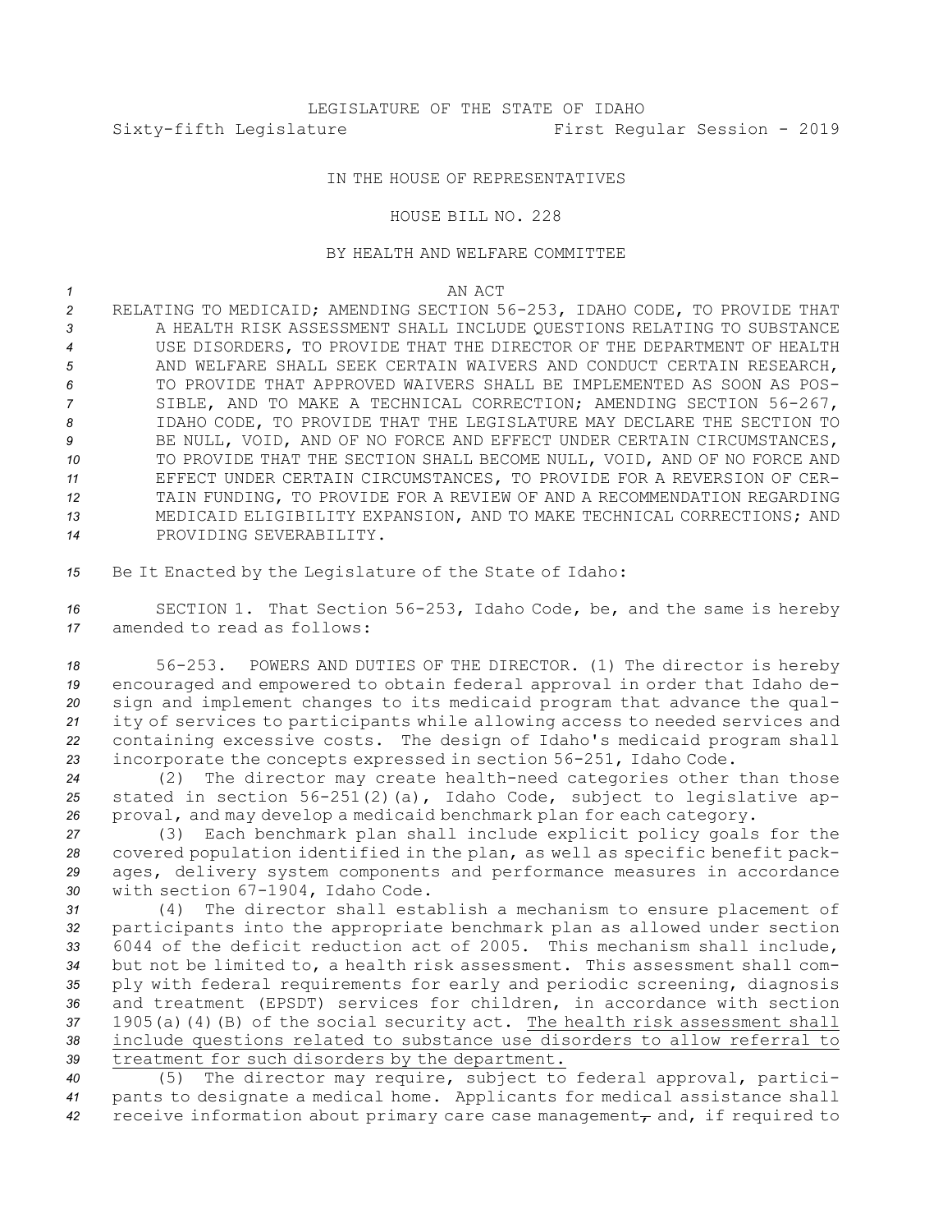LEGISLATURE OF THE STATE OF IDAHO

Sixty-fifth Legislature First Regular Session - 2019

IN THE HOUSE OF REPRESENTATIVES

HOUSE BILL NO. 228

BY HEALTH AND WELFARE COMMITTEE

AN ACT

RELATING TO MEDICAID; AMENDING SECTION 56-253, IDAHO CODE, TO PROVIDE THAT A HEALTH RISK ASSESSMENT SHALL INCLUDE QUESTIONS RELATING TO SUBSTANCE USE DISORDERS, TO PROVIDE THAT THE DIRECTOR OF THE DEPARTMENT OF HEALTH AND WELFARE SHALL SEEK CERTAIN WAIVERS AND CONDUCT CERTAIN RESEARCH, TO PROVIDE THAT APPROVED WAIVERS SHALL BE IMPLEMENTED AS SOON AS POSSIBLE, AND TO MAKE A TECHNICAL CORRECTION; AMENDING SECTION 56-267, IDAHO CODE, TO PROVIDE THAT THE LEGISLATURE MAY DECLARE THE SECTION TO BE NULL, VOID, AND OF NO FORCE AND EFFECT UNDER CERTAIN CIRCUMSTANCES, TO PROVIDE THAT THE SECTION SHALL BECOME NULL, VOID, AND OF NO FORCE AND EFFECT UNDER CERTAIN CIRCUMSTANCES, TO PROVIDE FOR A REVERSION OF CERTAIN FUNDING, TO PROVIDE FOR A REVIEW OF AND A RECOMMENDATION REGARDING MEDICAID ELIGIBILITY EXPANSION, AND TO MAKE TECHNICAL CORRECTIONS; AND PROVIDING SEVERABILITY.

Be It Enacted by the Legislature of the State of Idaho:

SECTION 1. That Section 56-253, Idaho Code, be, and the same is hereby amended to read as follows:

56-253. POWERS AND DUTIES OF THE DIRECTOR. (1) The director is hereby encouraged and empowered to obtain federal approval in order that Idaho design and implement changes to its medicaid program that advance the quality of services to participants while allowing access to needed services and containing excessive costs. The design of Idaho's medicaid program shall incorporate the concepts expressed in section 56-251, Idaho Code.

(2) The director may create health-need categories other than those stated in section 56-251(2)(a), Idaho Code, subject to legislative approval, and may develop a medicaid benchmark plan for each category.

(3) Each benchmark plan shall include explicit policy goals for the covered population identified in the plan, as well as specific benefit packages, delivery system components and performance measures in accordance with section 67-1904, Idaho Code.

(4) The director shall establish a mechanism to ensure placement of participants into the appropriate benchmark plan as allowed under section 6044 of the deficit reduction act of 2005. This mechanism shall include, but not be limited to, a health risk assessment. This assessment shall comply with federal requirements for early and periodic screening, diagnosis and treatment (EPSDT) services for children, in accordance with section 1905(a)(4)(B) of the social security act. The health risk assessment shall include questions related to substance use disorders to allow referral to treatment for such disorders by the department.

(5) The director may require, subject to federal approval, participants to designate a medical home. Applicants for medical assistance shall receive information about primary care case management~~,~~ and, if required to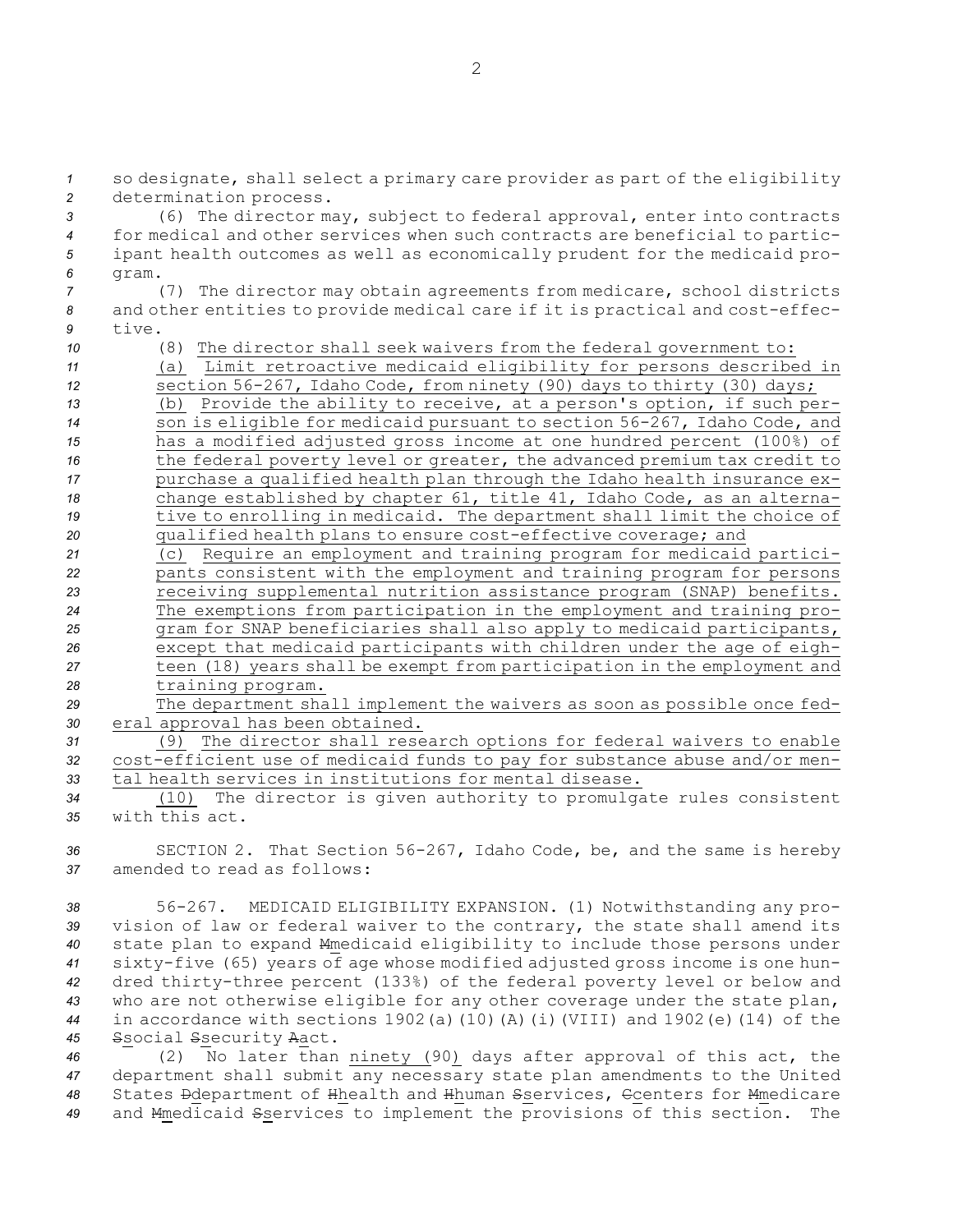so designate, shall select a primary care provider as part of the eligibility determination process.

(6) The director may, subject to federal approval, enter into contracts for medical and other services when such contracts are beneficial to participant health outcomes as well as economically prudent for the medicaid program.

(7) The director may obtain agreements from medicare, school districts and other entities to provide medical care if it is practical and cost-effective.

(8) The director shall seek waivers from the federal government to:

(a) Limit retroactive medicaid eligibility for persons described in section 56-267, Idaho Code, from ninety (90) days to thirty (30) days;

(b) Provide the ability to receive, at a person's option, if such person is eligible for medicaid pursuant to section 56-267, Idaho Code, and has a modified adjusted gross income at one hundred percent (100%) of the federal poverty level or greater, the advanced premium tax credit to purchase a qualified health plan through the Idaho health insurance exchange established by chapter 61, title 41, Idaho Code, as an alternative to enrolling in medicaid. The department shall limit the choice of qualified health plans to ensure cost-effective coverage; and

(c) Require an employment and training program for medicaid participants consistent with the employment and training program for persons receiving supplemental nutrition assistance program (SNAP) benefits. The exemptions from participation in the employment and training program for SNAP beneficiaries shall also apply to medicaid participants, except that medicaid participants with children under the age of eighteen (18) years shall be exempt from participation in the employment and training program.

The department shall implement the waivers as soon as possible once federal approval has been obtained.

(9) The director shall research options for federal waivers to enable cost-efficient use of medicaid funds to pay for substance abuse and/or mental health services in institutions for mental disease.

(10) The director is given authority to promulgate rules consistent with this act.

SECTION 2. That Section 56-267, Idaho Code, be, and the same is hereby amended to read as follows:

56-267. MEDICAID ELIGIBILITY EXPANSION. (1) Notwithstanding any provision of law or federal waiver to the contrary, the state shall amend its state plan to expand Mmedicaid eligibility to include those persons under sixty-five (65) years of age whose modified adjusted gross income is one hundred thirty-three percent (133%) of the federal poverty level or below and who are not otherwise eligible for any other coverage under the state plan, in accordance with sections 1902(a)(10)(A)(i)(VIII) and 1902(e)(14) of the Ssocial Ssecurity Aact.

(2) No later than ninety (90) days after approval of this act, the department shall submit any necessary state plan amendments to the United States Ddepartment of Hhealth and Hhuman Sservices, Ccenters for Mmedicare and Mmedicaid Sservices to implement the provisions of this section. The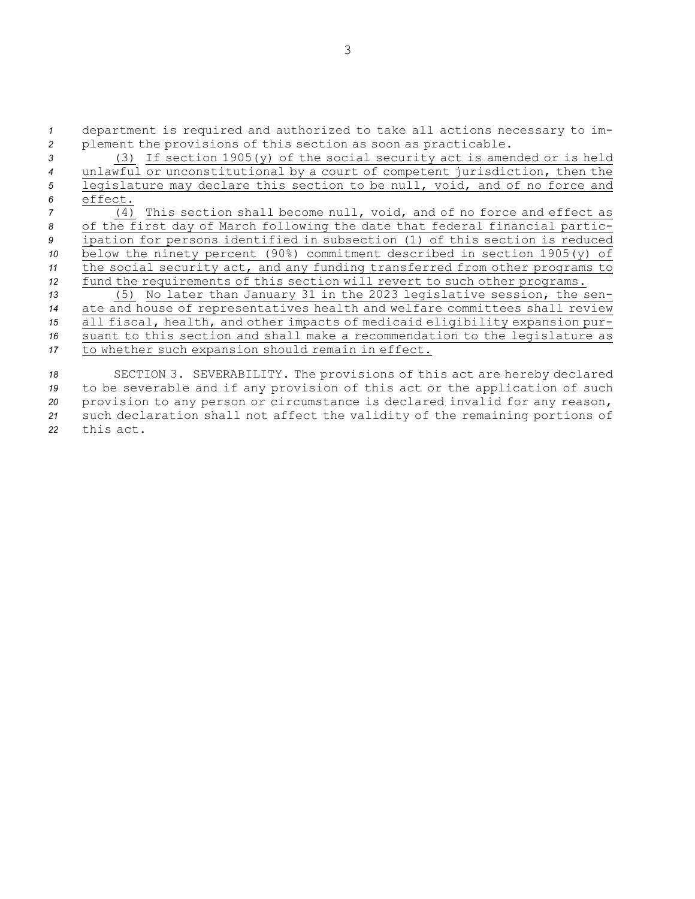department is required and authorized to take all actions necessary to implement the provisions of this section as soon as practicable.

(3) If section 1905(y) of the social security act is amended or is held unlawful or unconstitutional by a court of competent jurisdiction, then the legislature may declare this section to be null, void, and of no force and effect.

(4) This section shall become null, void, and of no force and effect as of the first day of March following the date that federal financial participation for persons identified in subsection (1) of this section is reduced below the ninety percent (90%) commitment described in section 1905(y) of the social security act, and any funding transferred from other programs to fund the requirements of this section will revert to such other programs.

(5) No later than January 31 in the 2023 legislative session, the senate and house of representatives health and welfare committees shall review all fiscal, health, and other impacts of medicaid eligibility expansion pursuant to this section and shall make a recommendation to the legislature as to whether such expansion should remain in effect.

SECTION 3. SEVERABILITY. The provisions of this act are hereby declared to be severable and if any provision of this act or the application of such provision to any person or circumstance is declared invalid for any reason, such declaration shall not affect the validity of the remaining portions of this act.